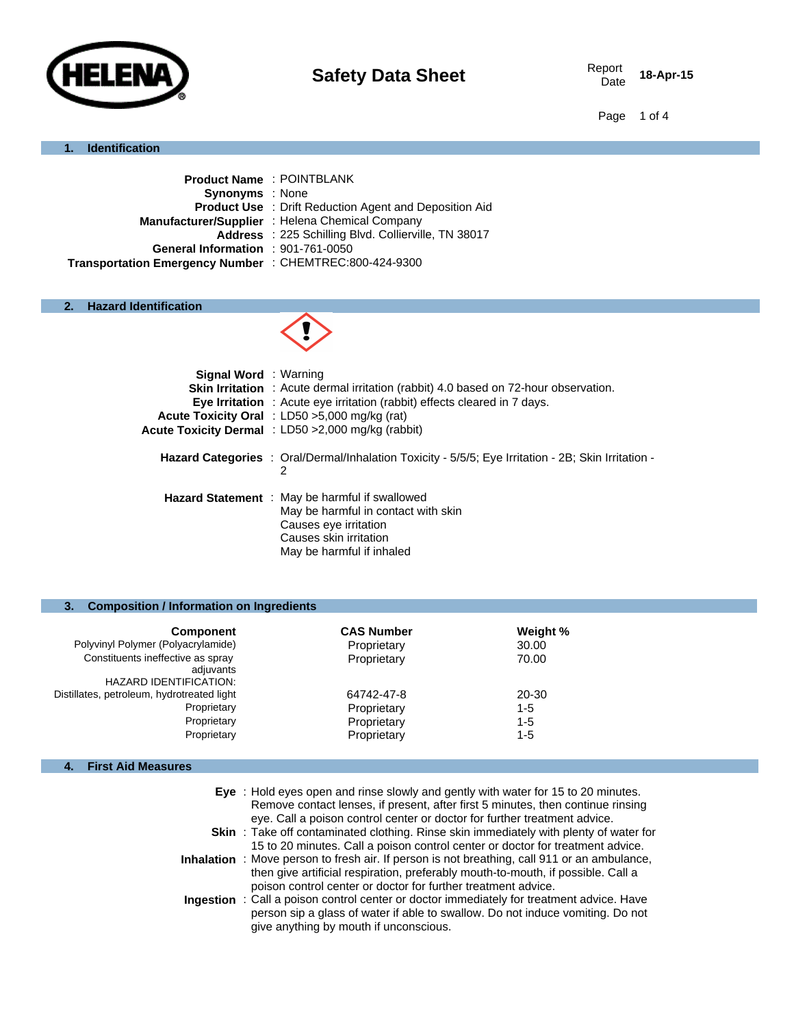# Safety Data Sheet

Report Date: 18-Apr-15

## 1. Identification

**Product Name** : POINTBLANK
**Synonyms** : None
**Product Use** : Drift Reduction Agent and Deposition Aid
**Manufacturer/Supplier** : Helena Chemical Company
**Address** : 225 Schilling Blvd. Collierville, TN 38017
**General Information** : 901-761-0050
**Transportation Emergency Number** : CHEMTREC:800-424-9300

## 2. Hazard Identification

**Signal Word** : Warning
**Skin Irritation** : Acute dermal irritation (rabbit) 4.0 based on 72-hour observation.
**Eye Irritation** : Acute eye irritation (rabbit) effects cleared in 7 days.
**Acute Toxicity Oral** : LD50 >5,000 mg/kg (rat)
**Acute Toxicity Dermal** : LD50 >2,000 mg/kg (rabbit)

**Hazard Categories** : Oral/Dermal/Inhalation Toxicity - 5/5/5; Eye Irritation - 2B; Skin Irritation - 2

**Hazard Statement** : May be harmful if swallowed
May be harmful in contact with skin
Causes eye irritation
Causes skin irritation
May be harmful if inhaled

## 3. Composition / Information on Ingredients

| Component | CAS Number | Weight % |
|---|---|---|
| Polyvinyl Polymer (Polyacrylamide) | Proprietary | 30.00 |
| Constituents ineffective as spray adjuvants | Proprietary | 70.00 |
| HAZARD IDENTIFICATION: | | |
| Distillates, petroleum, hydrotreated light | 64742-47-8 | 20-30 |
| Proprietary | Proprietary | 1-5 |
| Proprietary | Proprietary | 1-5 |
| Proprietary | Proprietary | 1-5 |

## 4. First Aid Measures

**Eye** : Hold eyes open and rinse slowly and gently with water for 15 to 20 minutes. Remove contact lenses, if present, after first 5 minutes, then continue rinsing eye. Call a poison control center or doctor for further treatment advice.

**Skin** : Take off contaminated clothing. Rinse skin immediately with plenty of water for 15 to 20 minutes. Call a poison control center or doctor for treatment advice.

**Inhalation** : Move person to fresh air. If person is not breathing, call 911 or an ambulance, then give artificial respiration, preferably mouth-to-mouth, if possible. Call a poison control center or doctor for further treatment advice.

**Ingestion** : Call a poison control center or doctor immediately for treatment advice. Have person sip a glass of water if able to swallow. Do not induce vomiting. Do not give anything by mouth if unconscious.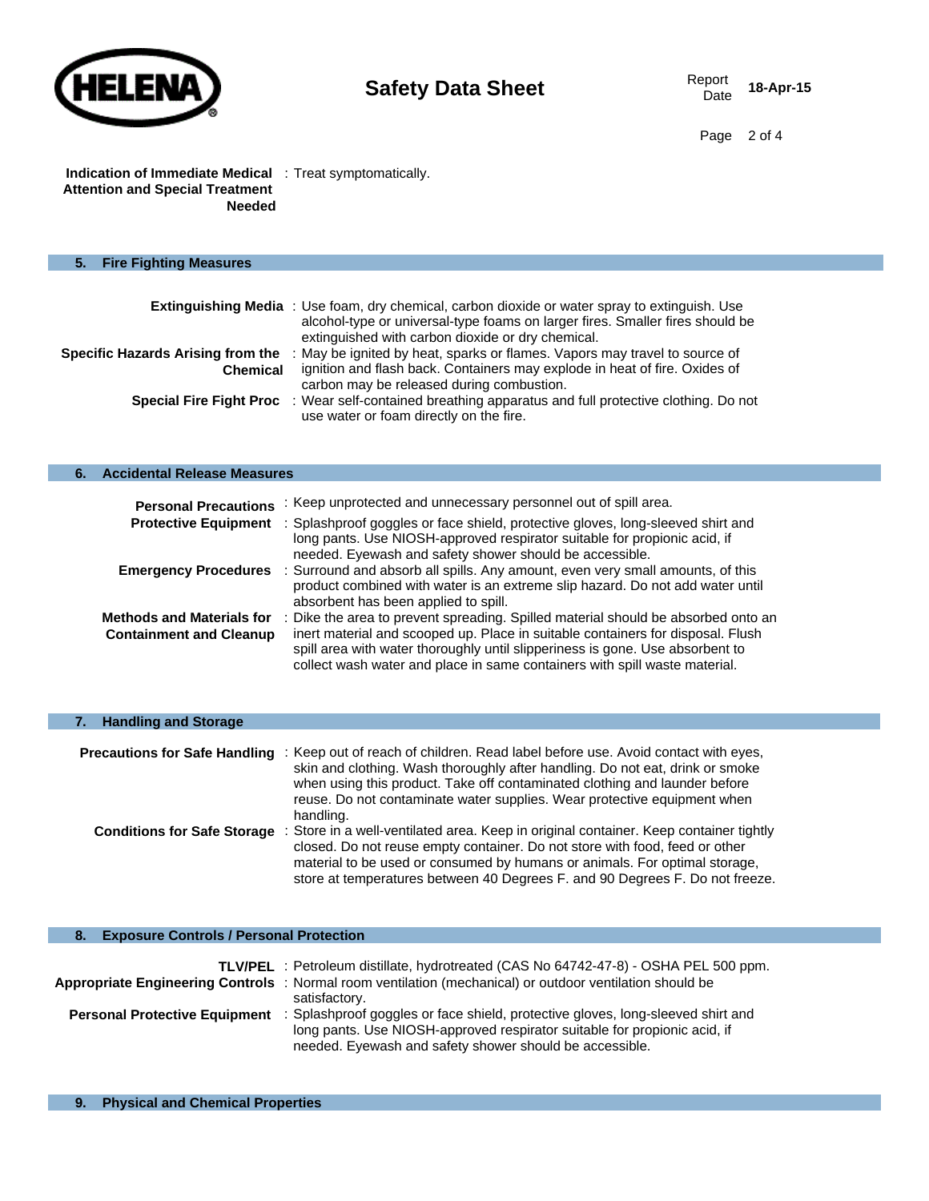**Indication of Immediate Medical Attention and Special Treatment Needed** : Treat symptomatically.

## 5. Fire Fighting Measures

**Extinguishing Media** : Use foam, dry chemical, carbon dioxide or water spray to extinguish. Use alcohol-type or universal-type foams on larger fires. Smaller fires should be extinguished with carbon dioxide or dry chemical.

**Specific Hazards Arising from the Chemical** : May be ignited by heat, sparks or flames. Vapors may travel to source of ignition and flash back. Containers may explode in heat of fire. Oxides of carbon may be released during combustion.

**Special Fire Fight Proc** : Wear self-contained breathing apparatus and full protective clothing. Do not use water or foam directly on the fire.

## 6. Accidental Release Measures

**Personal Precautions** : Keep unprotected and unnecessary personnel out of spill area.

**Protective Equipment** : Splashproof goggles or face shield, protective gloves, long-sleeved shirt and long pants. Use NIOSH-approved respirator suitable for propionic acid, if needed. Eyewash and safety shower should be accessible.

**Emergency Procedures** : Surround and absorb all spills. Any amount, even very small amounts, of this product combined with water is an extreme slip hazard. Do not add water until absorbent has been applied to spill.

**Methods and Materials for Containment and Cleanup** : Dike the area to prevent spreading. Spilled material should be absorbed onto an inert material and scooped up. Place in suitable containers for disposal. Flush spill area with water thoroughly until slipperiness is gone. Use absorbent to collect wash water and place in same containers with spill waste material.

## 7. Handling and Storage

**Precautions for Safe Handling** : Keep out of reach of children. Read label before use. Avoid contact with eyes, skin and clothing. Wash thoroughly after handling. Do not eat, drink or smoke when using this product. Take off contaminated clothing and launder before reuse. Do not contaminate water supplies. Wear protective equipment when handling.

**Conditions for Safe Storage** : Store in a well-ventilated area. Keep in original container. Keep container tightly closed. Do not reuse empty container. Do not store with food, feed or other material to be used or consumed by humans or animals. For optimal storage, store at temperatures between 40 Degrees F. and 90 Degrees F. Do not freeze.

## 8. Exposure Controls / Personal Protection

**TLV/PEL** : Petroleum distillate, hydrotreated (CAS No 64742-47-8) - OSHA PEL 500 ppm.

**Appropriate Engineering Controls** : Normal room ventilation (mechanical) or outdoor ventilation should be satisfactory.

**Personal Protective Equipment** : Splashproof goggles or face shield, protective gloves, long-sleeved shirt and long pants. Use NIOSH-approved respirator suitable for propionic acid, if needed. Eyewash and safety shower should be accessible.

## 9. Physical and Chemical Properties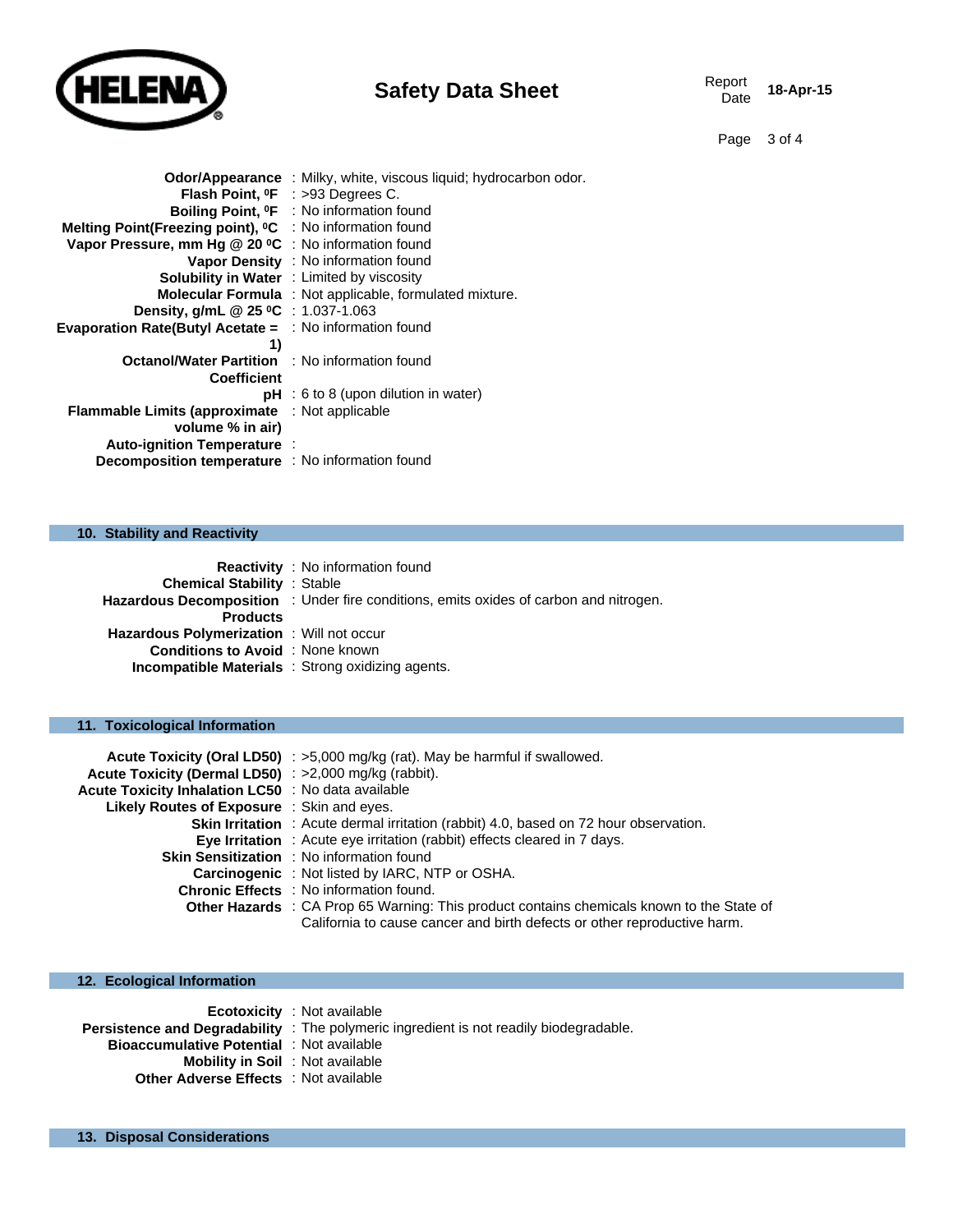**Odor/Appearance** : Milky, white, viscous liquid; hydrocarbon odor.
**Flash Point, ⁰F** : >93 Degrees C.
**Boiling Point, ⁰F** : No information found
**Melting Point(Freezing point), ⁰C** : No information found
**Vapor Pressure, mm Hg @ 20 ⁰C** : No information found
**Vapor Density** : No information found
**Solubility in Water** : Limited by viscosity
**Molecular Formula** : Not applicable, formulated mixture.
**Density, g/mL @ 25 ⁰C** : 1.037-1.063
**Evaporation Rate(Butyl Acetate = 1)** : No information found
**Octanol/Water Partition Coefficient** : No information found
**pH** : 6 to 8 (upon dilution in water)
**Flammable Limits (approximate volume % in air)** : Not applicable
**Auto-ignition Temperature** :
**Decomposition temperature** : No information found

## 10. Stability and Reactivity

**Reactivity** : No information found
**Chemical Stability** : Stable
**Hazardous Decomposition Products** : Under fire conditions, emits oxides of carbon and nitrogen.
**Hazardous Polymerization** : Will not occur
**Conditions to Avoid** : None known
**Incompatible Materials** : Strong oxidizing agents.

## 11. Toxicological Information

**Acute Toxicity (Oral LD50)** : >5,000 mg/kg (rat). May be harmful if swallowed.
**Acute Toxicity (Dermal LD50)** : >2,000 mg/kg (rabbit).
**Acute Toxicity Inhalation LC50** : No data available
**Likely Routes of Exposure** : Skin and eyes.
**Skin Irritation** : Acute dermal irritation (rabbit) 4.0, based on 72 hour observation.
**Eye Irritation** : Acute eye irritation (rabbit) effects cleared in 7 days.
**Skin Sensitization** : No information found
**Carcinogenic** : Not listed by IARC, NTP or OSHA.
**Chronic Effects** : No information found.
**Other Hazards** : CA Prop 65 Warning: This product contains chemicals known to the State of California to cause cancer and birth defects or other reproductive harm.

## 12. Ecological Information

**Ecotoxicity** : Not available
**Persistence and Degradability** : The polymeric ingredient is not readily biodegradable.
**Bioaccumulative Potential** : Not available
**Mobility in Soil** : Not available
**Other Adverse Effects** : Not available

## 13. Disposal Considerations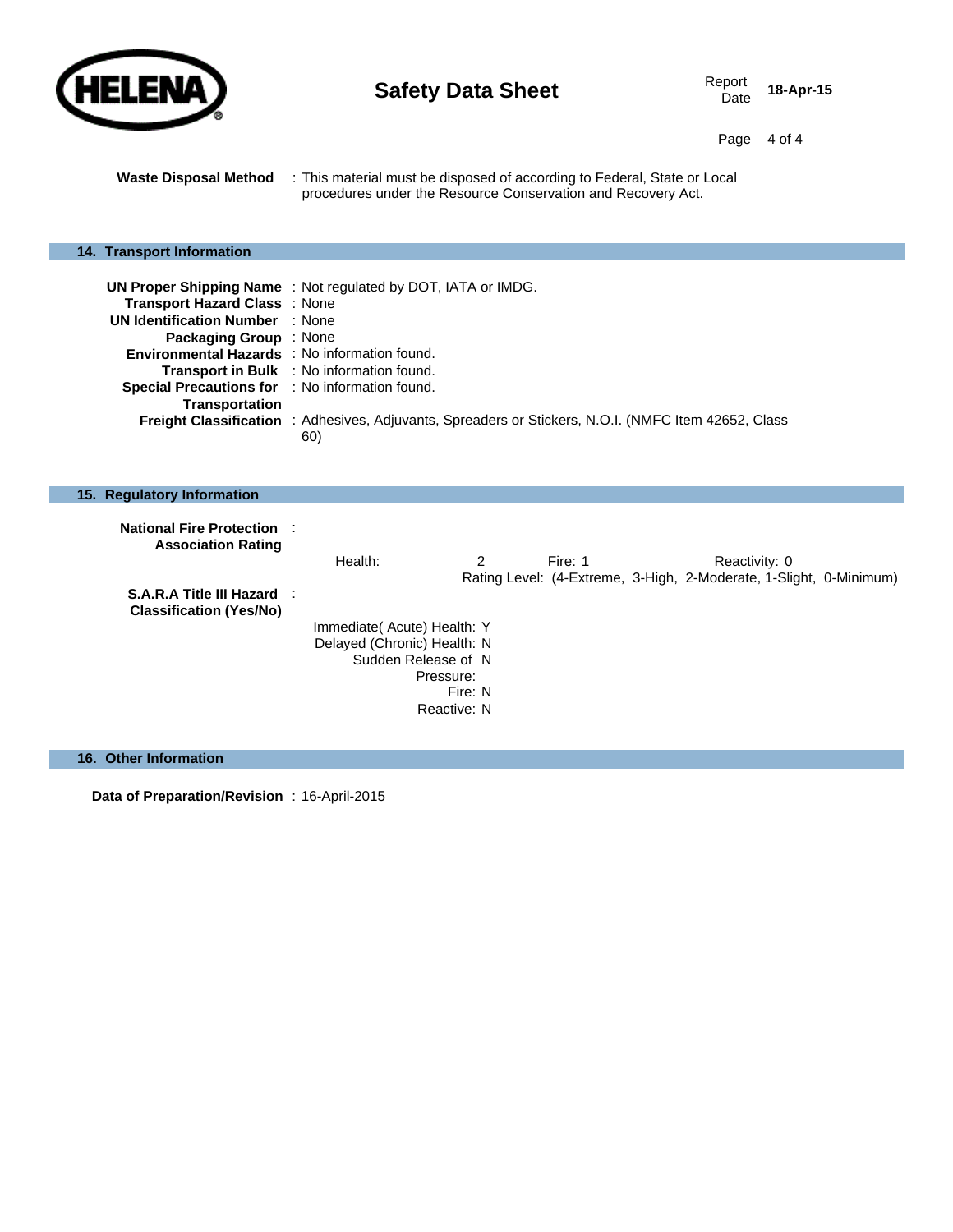**Waste Disposal Method** : This material must be disposed of according to Federal, State or Local procedures under the Resource Conservation and Recovery Act.

## 14. Transport Information

**UN Proper Shipping Name** : Not regulated by DOT, IATA or IMDG.
**Transport Hazard Class** : None
**UN Identification Number** : None
**Packaging Group** : None
**Environmental Hazards** : No information found.
**Transport in Bulk** : No information found.
**Special Precautions for Transportation** : No information found.
**Freight Classification** : Adhesives, Adjuvants, Spreaders or Stickers, N.O.I. (NMFC Item 42652, Class 60)

## 15. Regulatory Information

**National Fire Protection Association Rating** :

Health: 2 Fire: 1 Reactivity: 0
Rating Level: (4-Extreme, 3-High, 2-Moderate, 1-Slight, 0-Minimum)

**S.A.R.A Title III Hazard Classification (Yes/No)** :

Immediate( Acute) Health: Y
Delayed (Chronic) Health: N
Sudden Release of Pressure: N
Fire: N
Reactive: N

## 16. Other Information

**Data of Preparation/Revision** : 16-April-2015